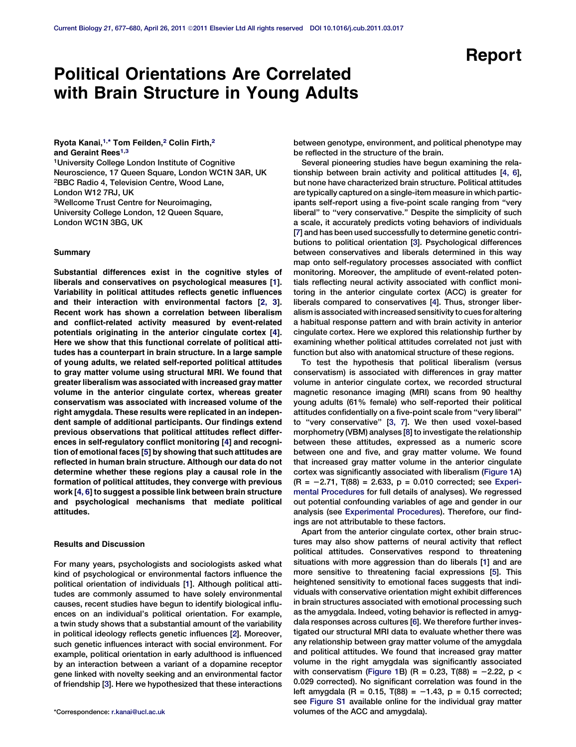Report

# Political Orientations Are Correlated with Brain Structure in Young Adults

Ryota Kanai,[1,*] Tom Feilden,[2] Colin Firth,[2] and Geraint Rees[1,3]

[1]University College London Institute of Cognitive Neuroscience, 17 Queen Square, London WC1N 3AR, UK
[2]BBC Radio 4, Television Centre, Wood Lane, London W12 7RJ, UK
[3]Wellcome Trust Centre for Neuroimaging, University College London, 12 Queen Square, London WC1N 3BG, UK

## Summary

**Substantial differences exist in the cognitive styles of liberals and conservatives on psychological measures [1]. Variability in political attitudes reflects genetic influences and their interaction with environmental factors [2, 3]. Recent work has shown a correlation between liberalism and conflict-related activity measured by event-related potentials originating in the anterior cingulate cortex [4]. Here we show that this functional correlate of political attitudes has a counterpart in brain structure. In a large sample of young adults, we related self-reported political attitudes to gray matter volume using structural MRI. We found that greater liberalism was associated with increased gray matter volume in the anterior cingulate cortex, whereas greater conservatism was associated with increased volume of the right amygdala. These results were replicated in an independent sample of additional participants. Our findings extend previous observations that political attitudes reflect differences in self-regulatory conflict monitoring [4] and recognition of emotional faces [5] by showing that such attitudes are reflected in human brain structure. Although our data do not determine whether these regions play a causal role in the formation of political attitudes, they converge with previous work [4, 6] to suggest a possible link between brain structure and psychological mechanisms that mediate political attitudes.**

## Results and Discussion

For many years, psychologists and sociologists asked what kind of psychological or environmental factors influence the political orientation of individuals [1]. Although political attitudes are commonly assumed to have solely environmental causes, recent studies have begun to identify biological influences on an individual's political orientation. For example, a twin study shows that a substantial amount of the variability in political ideology reflects genetic influences [2]. Moreover, such genetic influences interact with social environment. For example, political orientation in early adulthood is influenced by an interaction between a variant of a dopamine receptor gene linked with novelty seeking and an environmental factor of friendship [3]. Here we hypothesized that these interactions between genotype, environment, and political phenotype may be reflected in the structure of the brain.

Several pioneering studies have begun examining the relationship between brain activity and political attitudes [4, 6], but none have characterized brain structure. Political attitudes are typically captured on a single-item measure in which participants self-report using a five-point scale ranging from "very liberal" to "very conservative." Despite the simplicity of such a scale, it accurately predicts voting behaviors of individuals [7] and has been used successfully to determine genetic contributions to political orientation [3]. Psychological differences between conservatives and liberals determined in this way map onto self-regulatory processes associated with conflict monitoring. Moreover, the amplitude of event-related potentials reflecting neural activity associated with conflict monitoring in the anterior cingulate cortex (ACC) is greater for liberals compared to conservatives [4]. Thus, stronger liberalism is associated with increased sensitivity to cues for altering a habitual response pattern and with brain activity in anterior cingulate cortex. Here we explored this relationship further by examining whether political attitudes correlated not just with function but also with anatomical structure of these regions.

To test the hypothesis that political liberalism (versus conservatism) is associated with differences in gray matter volume in anterior cingulate cortex, we recorded structural magnetic resonance imaging (MRI) scans from 90 healthy young adults (61% female) who self-reported their political attitudes confidentially on a five-point scale from "very liberal" to "very conservative" [3, 7]. We then used voxel-based morphometry (VBM) analyses [8] to investigate the relationship between these attitudes, expressed as a numeric score between one and five, and gray matter volume. We found that increased gray matter volume in the anterior cingulate cortex was significantly associated with liberalism (Figure 1A) ($R = -2.71$, $T(88) = 2.633$, $p = 0.010$ corrected; see Experimental Procedures for full details of analyses). We regressed out potential confounding variables of age and gender in our analysis (see Experimental Procedures). Therefore, our findings are not attributable to these factors.

Apart from the anterior cingulate cortex, other brain structures may also show patterns of neural activity that reflect political attitudes. Conservatives respond to threatening situations with more aggression than do liberals [1] and are more sensitive to threatening facial expressions [5]. This heightened sensitivity to emotional faces suggests that individuals with conservative orientation might exhibit differences in brain structures associated with emotional processing such as the amygdala. Indeed, voting behavior is reflected in amygdala responses across cultures [6]. We therefore further investigated our structural MRI data to evaluate whether there was any relationship between gray matter volume of the amygdala and political attitudes. We found that increased gray matter volume in the right amygdala was significantly associated with conservatism (Figure 1B) ($R = 0.23$, $T(88) = -2.22$, $p < 0.029$ corrected). No significant correlation was found in the left amygdala ($R = 0.15$, $T(88) = -1.43$, $p = 0.15$ corrected; see Figure S1 available online for the individual gray matter volumes of the ACC and amygdala).

*Correspondence: r.kanai@ucl.ac.uk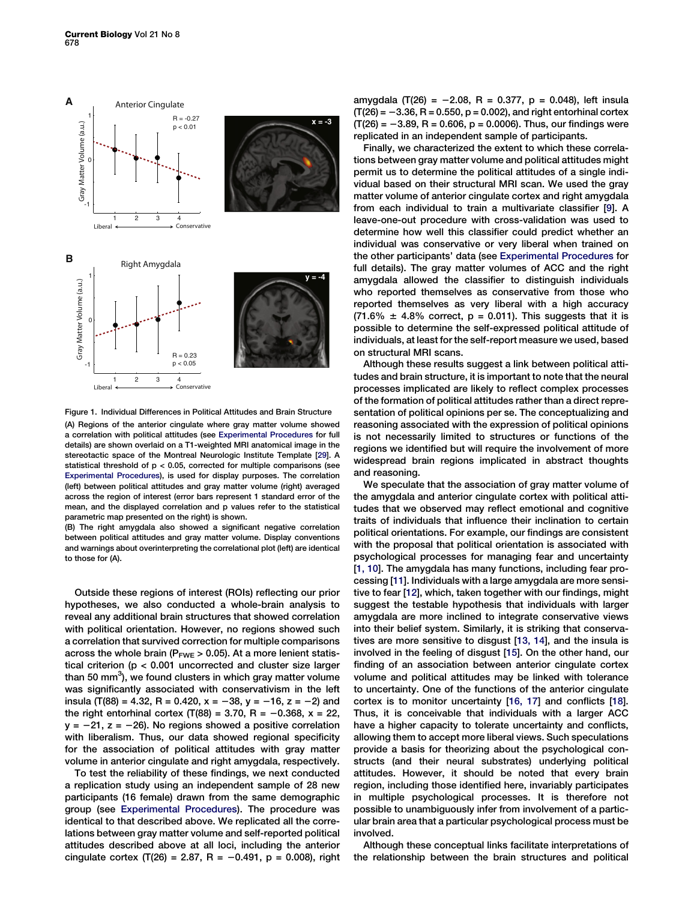A

Anterior Cingulate

R = -0.27
p < 0.01

Gray Matter Volume (a.u.)

1

0

-1

1 2 3 4

Liberal ← → Conservative

x = -3

B

Right Amygdala

R = 0.23
p < 0.05

Gray Matter Volume (a.u.)

1

0

-1

1 2 3 4

Liberal ← → Conservative

y = -4

Figure 1. Individual Differences in Political Attitudes and Brain Structure

(A) Regions of the anterior cingulate where gray matter volume showed a correlation with political attitudes (see Experimental Procedures for full details) are shown overlaid on a T1-weighted MRI anatomical image in the stereotactic space of the Montreal Neurologic Institute Template [29]. A statistical threshold of $p < 0.05$, corrected for multiple comparisons (see Experimental Procedures), is used for display purposes. The correlation (left) between political attitudes and gray matter volume (right) averaged across the region of interest (error bars represent 1 standard error of the mean, and the displayed correlation and p values refer to the statistical parametric map presented on the right) is shown.

(B) The right amygdala also showed a significant negative correlation between political attitudes and gray matter volume. Display conventions and warnings about overinterpreting the correlational plot (left) are identical to those for (A).

Outside these regions of interest (ROIs) reflecting our prior hypotheses, we also conducted a whole-brain analysis to reveal any additional brain structures that showed correlation with political orientation. However, no regions showed such a correlation that survived correction for multiple comparisons across the whole brain ($P_{FWE} > 0.05$). At a more lenient statistical criterion ($p < 0.001$ uncorrected and cluster size larger than 50 $mm^3$), we found clusters in which gray matter volume was significantly associated with conservativism in the left insula ($T(88) = 4.32$, $R = 0.420$, $x = -38$, $y = -16$, $z = -2$) and the right entorhinal cortex ($T(88) = 3.70$, $R = -0.368$, $x = 22$, $y = -21$, $z = -26$). No regions showed a positive correlation with liberalism. Thus, our data showed regional specificity for the association of political attitudes with gray matter volume in anterior cingulate and right amygdala, respectively.

To test the reliability of these findings, we next conducted a replication study using an independent sample of 28 new participants (16 female) drawn from the same demographic group (see Experimental Procedures). The procedure was identical to that described above. We replicated all the correlations between gray matter volume and self-reported political attitudes described above at all loci, including the anterior cingulate cortex ($T(26) = 2.87$, $R = -0.491$, $p = 0.008$), right amygdala ($T(26) = -2.08$, $R = 0.377$, $p = 0.048$), left insula ($T(26) = -3.36$, $R = 0.550$, $p = 0.002$), and right entorhinal cortex ($T(26) = -3.89$, $R = 0.606$, $p = 0.0006$). Thus, our findings were replicated in an independent sample of participants.

Finally, we characterized the extent to which these correlations between gray matter volume and political attitudes might permit us to determine the political attitudes of a single individual based on their structural MRI scan. We used the gray matter volume of anterior cingulate cortex and right amygdala from each individual to train a multivariate classifier [9]. A leave-one-out procedure with cross-validation was used to determine how well this classifier could predict whether an individual was conservative or very liberal when trained on the other participants' data (see Experimental Procedures for full details). The gray matter volumes of ACC and the right amygdala allowed the classifier to distinguish individuals who reported themselves as conservative from those who reported themselves as very liberal with a high accuracy ($71.6\% \pm 4.8\%$ correct, $p = 0.011$). This suggests that it is possible to determine the self-expressed political attitude of individuals, at least for the self-report measure we used, based on structural MRI scans.

Although these results suggest a link between political attitudes and brain structure, it is important to note that the neural processes implicated are likely to reflect complex processes of the formation of political attitudes rather than a direct representation of political opinions per se. The conceptualizing and reasoning associated with the expression of political opinions is not necessarily limited to structures or functions of the regions we identified but will require the involvement of more widespread brain regions implicated in abstract thoughts and reasoning.

We speculate that the association of gray matter volume of the amygdala and anterior cingulate cortex with political attitudes that we observed may reflect emotional and cognitive traits of individuals that influence their inclination to certain political orientations. For example, our findings are consistent with the proposal that political orientation is associated with psychological processes for managing fear and uncertainty [1, 10]. The amygdala has many functions, including fear processing [11]. Individuals with a large amygdala are more sensitive to fear [12], which, taken together with our findings, might suggest the testable hypothesis that individuals with larger amygdala are more inclined to integrate conservative views into their belief system. Similarly, it is striking that conservatives are more sensitive to disgust [13, 14], and the insula is involved in the feeling of disgust [15]. On the other hand, our finding of an association between anterior cingulate cortex volume and political attitudes may be linked with tolerance to uncertainty. One of the functions of the anterior cingulate cortex is to monitor uncertainty [16, 17] and conflicts [18]. Thus, it is conceivable that individuals with a larger ACC have a higher capacity to tolerate uncertainty and conflicts, allowing them to accept more liberal views. Such speculations provide a basis for theorizing about the psychological constructs (and their neural substrates) underlying political attitudes. However, it should be noted that every brain region, including those identified here, invariably participates in multiple psychological processes. It is therefore not possible to unambiguously infer from involvement of a particular brain area that a particular psychological process must be involved.

Although these conceptual links facilitate interpretations of the relationship between the brain structures and political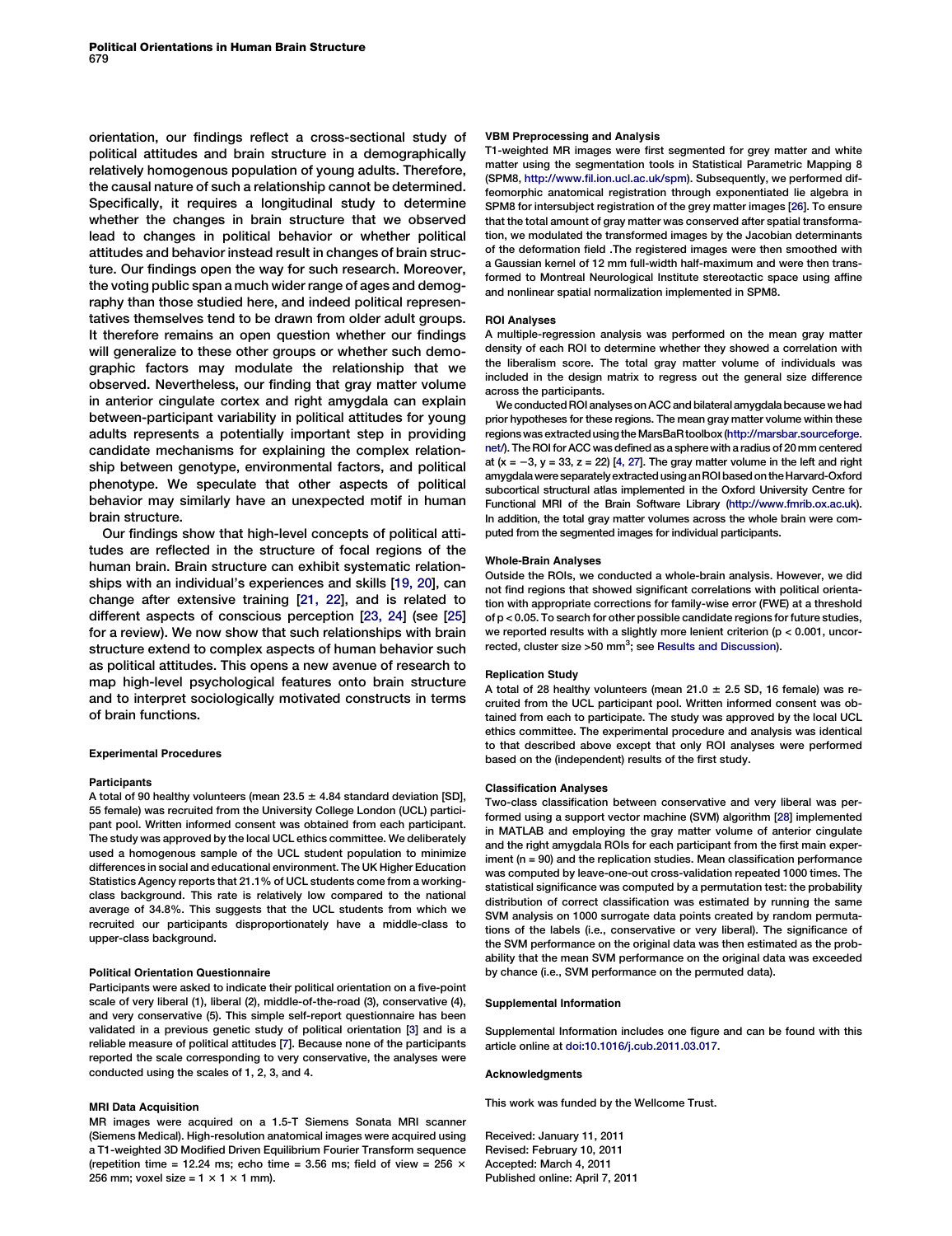orientation, our findings reflect a cross-sectional study of political attitudes and brain structure in a demographically relatively homogenous population of young adults. Therefore, the causal nature of such a relationship cannot be determined. Specifically, it requires a longitudinal study to determine whether the changes in brain structure that we observed lead to changes in political behavior or whether political attitudes and behavior instead result in changes of brain structure. Our findings open the way for such research. Moreover, the voting public span a much wider range of ages and demography than those studied here, and indeed political representatives themselves tend to be drawn from older adult groups. It therefore remains an open question whether our findings will generalize to these other groups or whether such demographic factors may modulate the relationship that we observed. Nevertheless, our finding that gray matter volume in anterior cingulate cortex and right amygdala can explain between-participant variability in political attitudes for young adults represents a potentially important step in providing candidate mechanisms for explaining the complex relationship between genotype, environmental factors, and political phenotype. We speculate that other aspects of political behavior may similarly have an unexpected motif in human brain structure.

Our findings show that high-level concepts of political attitudes are reflected in the structure of focal regions of the human brain. Brain structure can exhibit systematic relationships with an individual's experiences and skills [19, 20], can change after extensive training [21, 22], and is related to different aspects of conscious perception [23, 24] (see [25] for a review). We now show that such relationships with brain structure extend to complex aspects of human behavior such as political attitudes. This opens a new avenue of research to map high-level psychological features onto brain structure and to interpret sociologically motivated constructs in terms of brain functions.

## Experimental Procedures

### Participants

A total of 90 healthy volunteers (mean 23.5 ± 4.84 standard deviation [SD], 55 female) was recruited from the University College London (UCL) participant pool. Written informed consent was obtained from each participant. The study was approved by the local UCL ethics committee. We deliberately used a homogenous sample of the UCL student population to minimize differences in social and educational environment. The UK Higher Education Statistics Agency reports that 21.1% of UCL students come from a working-class background. This rate is relatively low compared to the national average of 34.8%. This suggests that the UCL students from which we recruited our participants disproportionately have a middle-class to upper-class background.

### Political Orientation Questionnaire

Participants were asked to indicate their political orientation on a five-point scale of very liberal (1), liberal (2), middle-of-the-road (3), conservative (4), and very conservative (5). This simple self-report questionnaire has been validated in a previous genetic study of political orientation [3] and is a reliable measure of political attitudes [7]. Because none of the participants reported the scale corresponding to very conservative, the analyses were conducted using the scales of 1, 2, 3, and 4.

### MRI Data Acquisition

MR images were acquired on a 1.5-T Siemens Sonata MRI scanner (Siemens Medical). High-resolution anatomical images were acquired using a T1-weighted 3D Modified Driven Equilibrium Fourier Transform sequence (repetition time = 12.24 ms; echo time = 3.56 ms; field of view = 256 × 256 mm; voxel size = 1 × 1 × 1 mm).

### VBM Preprocessing and Analysis

T1-weighted MR images were first segmented for grey matter and white matter using the segmentation tools in Statistical Parametric Mapping 8 (SPM8, http://www.fil.ion.ucl.ac.uk/spm). Subsequently, we performed diffeomorphic anatomical registration through exponentiated lie algebra in SPM8 for intersubject registration of the grey matter images [26]. To ensure that the total amount of gray matter was conserved after spatial transformation, we modulated the transformed images by the Jacobian determinants of the deformation field .The registered images were then smoothed with a Gaussian kernel of 12 mm full-width half-maximum and were then transformed to Montreal Neurological Institute stereotactic space using affine and nonlinear spatial normalization implemented in SPM8.

### ROI Analyses

A multiple-regression analysis was performed on the mean gray matter density of each ROI to determine whether they showed a correlation with the liberalism score. The total gray matter volume of individuals was included in the design matrix to regress out the general size difference across the participants.

We conducted ROI analyses on ACC and bilateral amygdala because we had prior hypotheses for these regions. The mean gray matter volume within these regions was extracted using the MarsBaR toolbox (http://marsbar.sourceforge.net/). The ROI for ACC was defined as a sphere with a radius of 20 mm centered at ($x = -3$, $y = 33$, $z = 22$) [4, 27]. The gray matter volume in the left and right amygdala were separately extracted using an ROI based on the Harvard-Oxford subcortical structural atlas implemented in the Oxford University Centre for Functional MRI of the Brain Software Library (http://www.fmrib.ox.ac.uk). In addition, the total gray matter volumes across the whole brain were computed from the segmented images for individual participants.

### Whole-Brain Analyses

Outside the ROIs, we conducted a whole-brain analysis. However, we did not find regions that showed significant correlations with political orientation with appropriate corrections for family-wise error (FWE) at a threshold of $p < 0.05$. To search for other possible candidate regions for future studies, we reported results with a slightly more lenient criterion ($p < 0.001$, uncorrected, cluster size >50 mm$^3$; see Results and Discussion).

### Replication Study

A total of 28 healthy volunteers (mean 21.0 ± 2.5 SD, 16 female) was recruited from the UCL participant pool. Written informed consent was obtained from each to participate. The study was approved by the local UCL ethics committee. The experimental procedure and analysis was identical to that described above except that only ROI analyses were performed based on the (independent) results of the first study.

### Classification Analyses

Two-class classification between conservative and very liberal was performed using a support vector machine (SVM) algorithm [28] implemented in MATLAB and employing the gray matter volume of anterior cingulate and the right amygdala ROIs for each participant from the first main experiment (n = 90) and the replication studies. Mean classification performance was computed by leave-one-out cross-validation repeated 1000 times. The statistical significance was computed by a permutation test: the probability distribution of correct classification was estimated by running the same SVM analysis on 1000 surrogate data points created by random permutations of the labels (i.e., conservative or very liberal). The significance of the SVM performance on the original data was then estimated as the probability that the mean SVM performance on the original data was exceeded by chance (i.e., SVM performance on the permuted data).

### Supplemental Information

Supplemental Information includes one figure and can be found with this article online at doi:10.1016/j.cub.2011.03.017.

### Acknowledgments

This work was funded by the Wellcome Trust.

Received: January 11, 2011
Revised: February 10, 2011
Accepted: March 4, 2011
Published online: April 7, 2011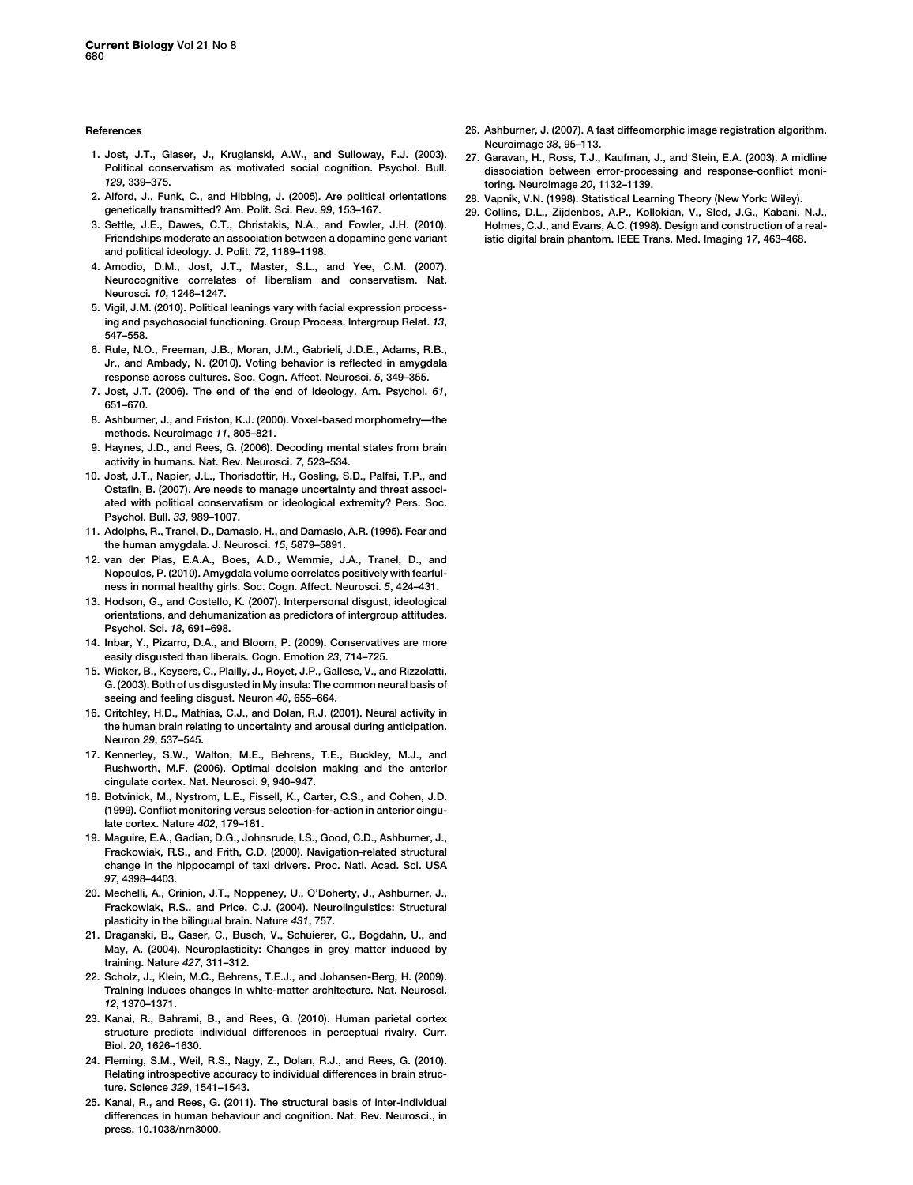## References

1. Jost, J.T., Glaser, J., Kruglanski, A.W., and Sulloway, F.J. (2003). Political conservatism as motivated social cognition. Psychol. Bull. *129*, 339–375.
2. Alford, J., Funk, C., and Hibbing, J. (2005). Are political orientations genetically transmitted? Am. Polit. Sci. Rev. *99*, 153–167.
3. Settle, J.E., Dawes, C.T., Christakis, N.A., and Fowler, J.H. (2010). Friendships moderate an association between a dopamine gene variant and political ideology. J. Polit. *72*, 1189–1198.
4. Amodio, D.M., Jost, J.T., Master, S.L., and Yee, C.M. (2007). Neurocognitive correlates of liberalism and conservatism. Nat. Neurosci. *10*, 1246–1247.
5. Vigil, J.M. (2010). Political leanings vary with facial expression processing and psychosocial functioning. Group Process. Intergroup Relat. *13*, 547–558.
6. Rule, N.O., Freeman, J.B., Moran, J.M., Gabrieli, J.D.E., Adams, R.B., Jr., and Ambady, N. (2010). Voting behavior is reflected in amygdala response across cultures. Soc. Cogn. Affect. Neurosci. *5*, 349–355.
7. Jost, J.T. (2006). The end of the end of ideology. Am. Psychol. *61*, 651–670.
8. Ashburner, J., and Friston, K.J. (2000). Voxel-based morphometry—the methods. Neuroimage *11*, 805–821.
9. Haynes, J.D., and Rees, G. (2006). Decoding mental states from brain activity in humans. Nat. Rev. Neurosci. *7*, 523–534.
10. Jost, J.T., Napier, J.L., Thorisdottir, H., Gosling, S.D., Palfai, T.P., and Ostafin, B. (2007). Are needs to manage uncertainty and threat associated with political conservatism or ideological extremity? Pers. Soc. Psychol. Bull. *33*, 989–1007.
11. Adolphs, R., Tranel, D., Damasio, H., and Damasio, A.R. (1995). Fear and the human amygdala. J. Neurosci. *15*, 5879–5891.
12. van der Plas, E.A.A., Boes, A.D., Wemmie, J.A., Tranel, D., and Nopoulos, P. (2010). Amygdala volume correlates positively with fearfulness in normal healthy girls. Soc. Cogn. Affect. Neurosci. *5*, 424–431.
13. Hodson, G., and Costello, K. (2007). Interpersonal disgust, ideological orientations, and dehumanization as predictors of intergroup attitudes. Psychol. Sci. *18*, 691–698.
14. Inbar, Y., Pizarro, D.A., and Bloom, P. (2009). Conservatives are more easily disgusted than liberals. Cogn. Emotion *23*, 714–725.
15. Wicker, B., Keysers, C., Plailly, J., Royet, J.P., Gallese, V., and Rizzolatti, G. (2003). Both of us disgusted in My insula: The common neural basis of seeing and feeling disgust. Neuron *40*, 655–664.
16. Critchley, H.D., Mathias, C.J., and Dolan, R.J. (2001). Neural activity in the human brain relating to uncertainty and arousal during anticipation. Neuron *29*, 537–545.
17. Kennerley, S.W., Walton, M.E., Behrens, T.E., Buckley, M.J., and Rushworth, M.F. (2006). Optimal decision making and the anterior cingulate cortex. Nat. Neurosci. *9*, 940–947.
18. Botvinick, M., Nystrom, L.E., Fissell, K., Carter, C.S., and Cohen, J.D. (1999). Conflict monitoring versus selection-for-action in anterior cingulate cortex. Nature *402*, 179–181.
19. Maguire, E.A., Gadian, D.G., Johnsrude, I.S., Good, C.D., Ashburner, J., Frackowiak, R.S., and Frith, C.D. (2000). Navigation-related structural change in the hippocampi of taxi drivers. Proc. Natl. Acad. Sci. USA *97*, 4398–4403.
20. Mechelli, A., Crinion, J.T., Noppeney, U., O'Doherty, J., Ashburner, J., Frackowiak, R.S., and Price, C.J. (2004). Neurolinguistics: Structural plasticity in the bilingual brain. Nature *431*, 757.
21. Draganski, B., Gaser, C., Busch, V., Schuierer, G., Bogdahn, U., and May, A. (2004). Neuroplasticity: Changes in grey matter induced by training. Nature *427*, 311–312.
22. Scholz, J., Klein, M.C., Behrens, T.E.J., and Johansen-Berg, H. (2009). Training induces changes in white-matter architecture. Nat. Neurosci. *12*, 1370–1371.
23. Kanai, R., Bahrami, B., and Rees, G. (2010). Human parietal cortex structure predicts individual differences in perceptual rivalry. Curr. Biol. *20*, 1626–1630.
24. Fleming, S.M., Weil, R.S., Nagy, Z., Dolan, R.J., and Rees, G. (2010). Relating introspective accuracy to individual differences in brain structure. Science *329*, 1541–1543.
25. Kanai, R., and Rees, G. (2011). The structural basis of inter-individual differences in human behaviour and cognition. Nat. Rev. Neurosci., in press. 10.1038/nrn3000.
26. Ashburner, J. (2007). A fast diffeomorphic image registration algorithm. Neuroimage *38*, 95–113.
27. Garavan, H., Ross, T.J., Kaufman, J., and Stein, E.A. (2003). A midline dissociation between error-processing and response-conflict monitoring. Neuroimage *20*, 1132–1139.
28. Vapnik, V.N. (1998). Statistical Learning Theory (New York: Wiley).
29. Collins, D.L., Zijdenbos, A.P., Kollokian, V., Sled, J.G., Kabani, N.J., Holmes, C.J., and Evans, A.C. (1998). Design and construction of a realistic digital brain phantom. IEEE Trans. Med. Imaging *17*, 463–468.